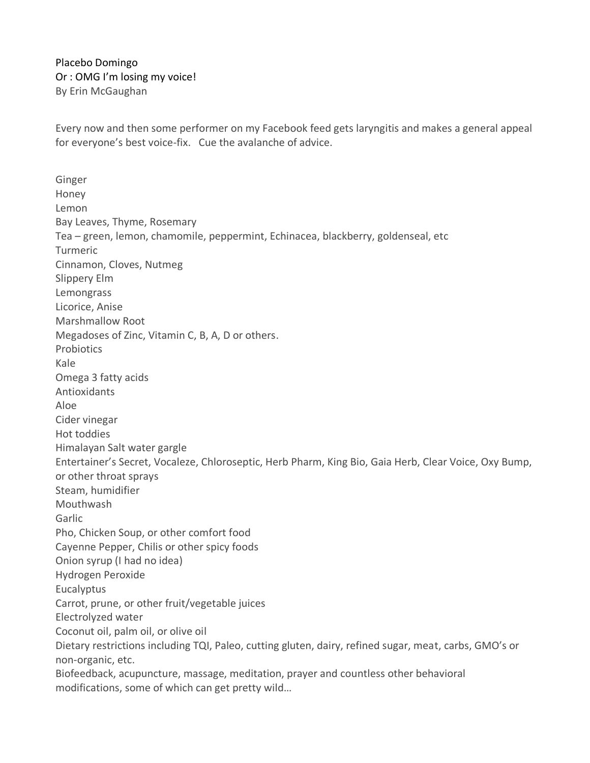Placebo Domingo
Or : OMG I'm losing my voice!
By Erin McGaughan

Every now and then some performer on my Facebook feed gets laryngitis and makes a general appeal for everyone's best voice-fix. Cue the avalanche of advice.

Ginger
Honey
Lemon
Bay Leaves, Thyme, Rosemary
Tea – green, lemon, chamomile, peppermint, Echinacea, blackberry, goldenseal, etc
Turmeric
Cinnamon, Cloves, Nutmeg
Slippery Elm
Lemongrass
Licorice, Anise
Marshmallow Root
Megadoses of Zinc, Vitamin C, B, A, D or others.
Probiotics
Kale
Omega 3 fatty acids
Antioxidants
Aloe
Cider vinegar
Hot toddies
Himalayan Salt water gargle
Entertainer's Secret, Vocaleze, Chloroseptic, Herb Pharm, King Bio, Gaia Herb, Clear Voice, Oxy Bump, or other throat sprays
Steam, humidifier
Mouthwash
Garlic
Pho, Chicken Soup, or other comfort food
Cayenne Pepper, Chilis or other spicy foods
Onion syrup (I had no idea)
Hydrogen Peroxide
Eucalyptus
Carrot, prune, or other fruit/vegetable juices
Electrolyzed water
Coconut oil, palm oil, or olive oil
Dietary restrictions including TQI, Paleo, cutting gluten, dairy, refined sugar, meat, carbs, GMO's or non-organic, etc.
Biofeedback, acupuncture, massage, meditation, prayer and countless other behavioral modifications, some of which can get pretty wild…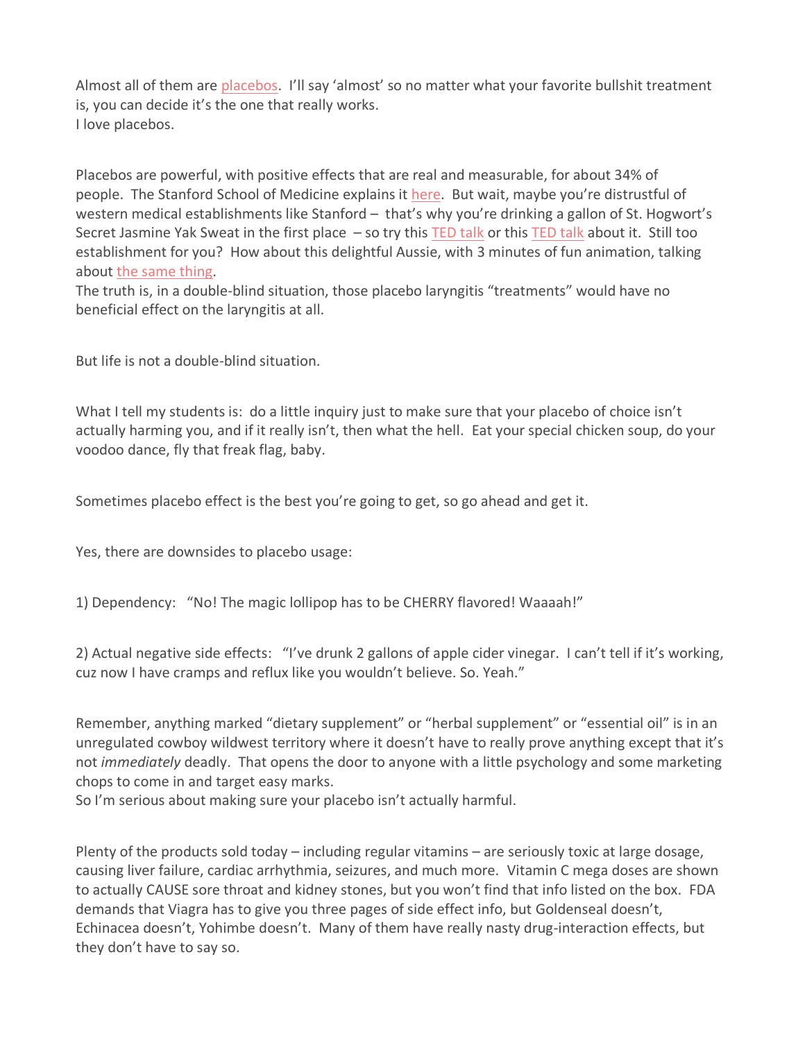Almost all of them are placebos. I'll say 'almost' so no matter what your favorite bullshit treatment is, you can decide it's the one that really works.
I love placebos.

Placebos are powerful, with positive effects that are real and measurable, for about 34% of people. The Stanford School of Medicine explains it here. But wait, maybe you're distrustful of western medical establishments like Stanford – that's why you're drinking a gallon of St. Hogwort's Secret Jasmine Yak Sweat in the first place – so try this TED talk or this TED talk about it. Still too establishment for you? How about this delightful Aussie, with 3 minutes of fun animation, talking about the same thing.
The truth is, in a double-blind situation, those placebo laryngitis "treatments" would have no beneficial effect on the laryngitis at all.

But life is not a double-blind situation.

What I tell my students is: do a little inquiry just to make sure that your placebo of choice isn't actually harming you, and if it really isn't, then what the hell. Eat your special chicken soup, do your voodoo dance, fly that freak flag, baby.

Sometimes placebo effect is the best you're going to get, so go ahead and get it.

Yes, there are downsides to placebo usage:

1) Dependency: "No! The magic lollipop has to be CHERRY flavored! Waaaah!"

2) Actual negative side effects: "I've drunk 2 gallons of apple cider vinegar. I can't tell if it's working, cuz now I have cramps and reflux like you wouldn't believe. So. Yeah."

Remember, anything marked "dietary supplement" or "herbal supplement" or "essential oil" is in an unregulated cowboy wildwest territory where it doesn't have to really prove anything except that it's not *immediately* deadly. That opens the door to anyone with a little psychology and some marketing chops to come in and target easy marks.
So I'm serious about making sure your placebo isn't actually harmful.

Plenty of the products sold today – including regular vitamins – are seriously toxic at large dosage, causing liver failure, cardiac arrhythmia, seizures, and much more. Vitamin C mega doses are shown to actually CAUSE sore throat and kidney stones, but you won't find that info listed on the box. FDA demands that Viagra has to give you three pages of side effect info, but Goldenseal doesn't, Echinacea doesn't, Yohimbe doesn't. Many of them have really nasty drug-interaction effects, but they don't have to say so.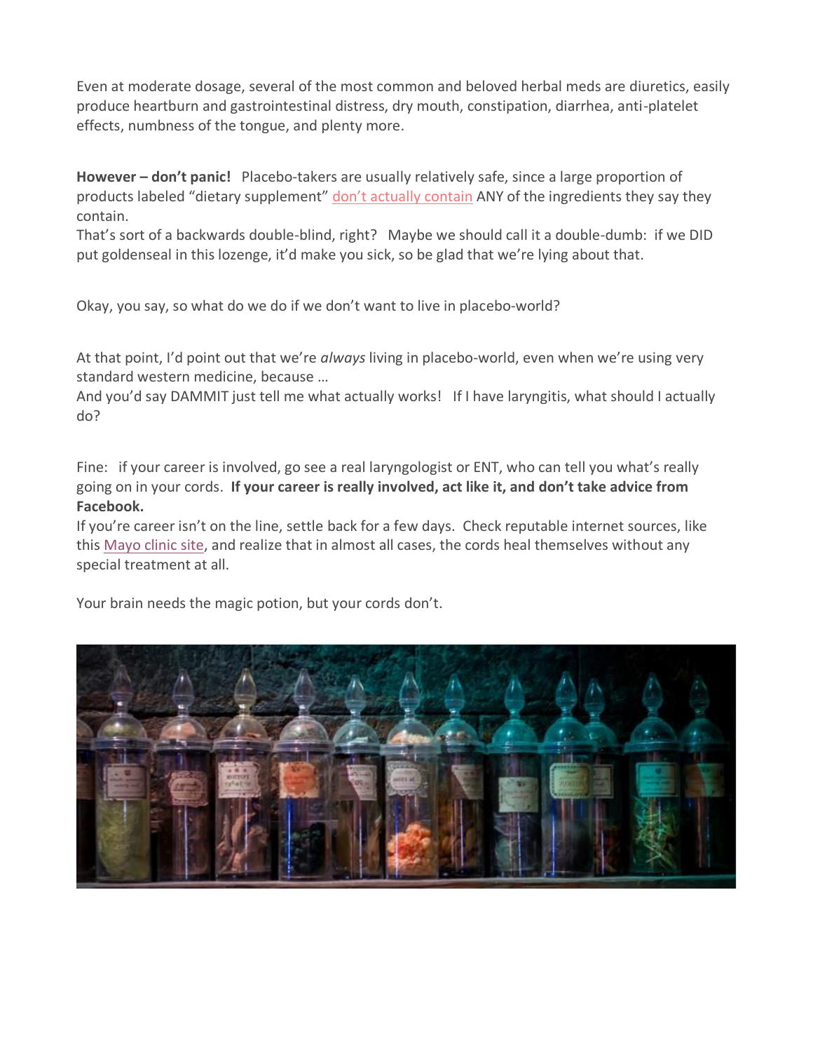Even at moderate dosage, several of the most common and beloved herbal meds are diuretics, easily produce heartburn and gastrointestinal distress, dry mouth, constipation, diarrhea, anti-platelet effects, numbness of the tongue, and plenty more.

**However – don't panic!** Placebo-takers are usually relatively safe, since a large proportion of products labeled "dietary supplement" don't actually contain ANY of the ingredients they say they contain.
That's sort of a backwards double-blind, right? Maybe we should call it a double-dumb: if we DID put goldenseal in this lozenge, it'd make you sick, so be glad that we're lying about that.

Okay, you say, so what do we do if we don't want to live in placebo-world?

At that point, I'd point out that we're *always* living in placebo-world, even when we're using very standard western medicine, because …
And you'd say DAMMIT just tell me what actually works! If I have laryngitis, what should I actually do?

Fine: if your career is involved, go see a real laryngologist or ENT, who can tell you what's really going on in your cords. **If your career is really involved, act like it, and don't take advice from Facebook.**
If you're career isn't on the line, settle back for a few days. Check reputable internet sources, like this Mayo clinic site, and realize that in almost all cases, the cords heal themselves without any special treatment at all.

Your brain needs the magic potion, but your cords don't.